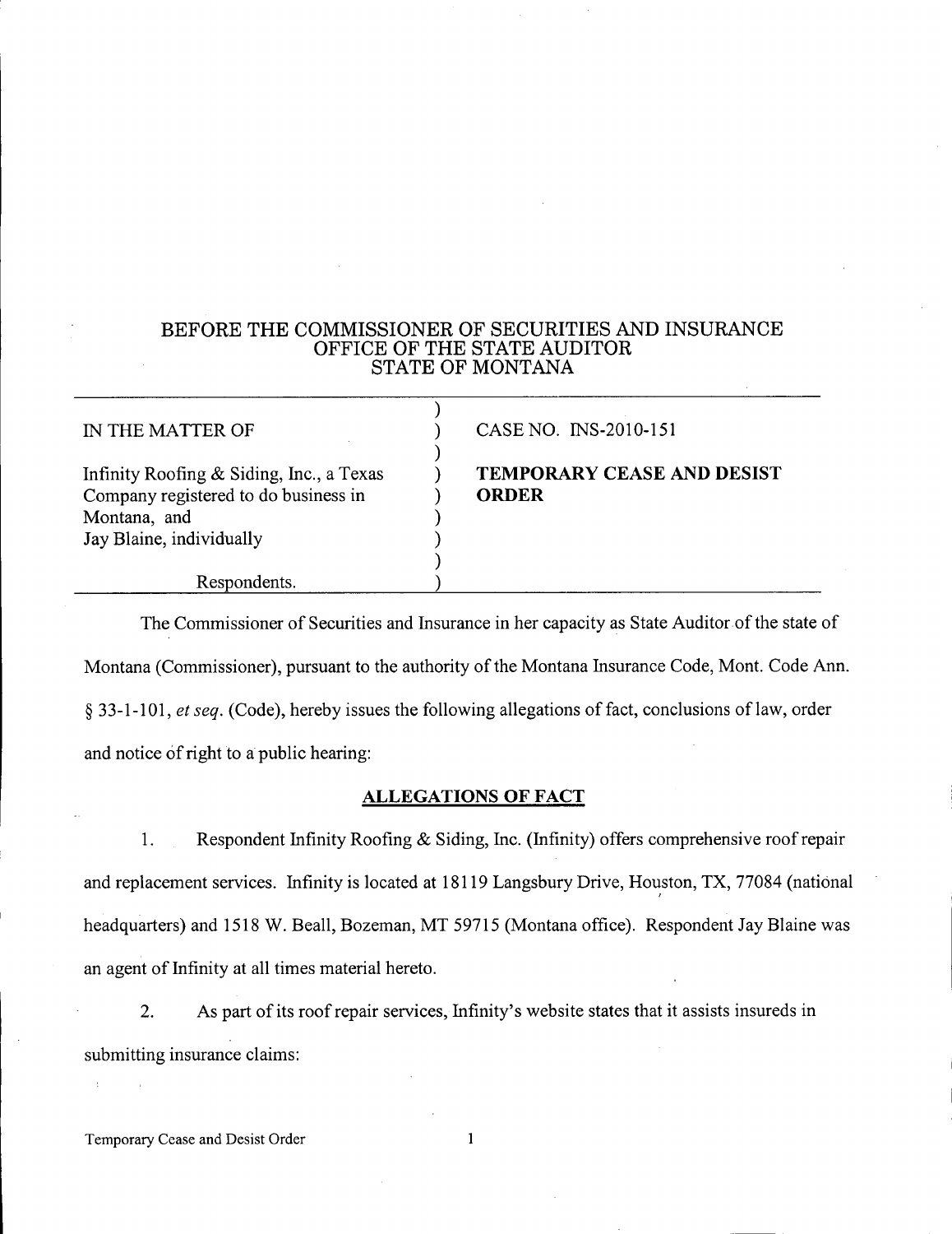BEFORE THE COMMISSIONER OF SECURITIES AND INSURANCE
OFFICE OF THE STATE AUDITOR
STATE OF MONTANA

| | |
|---|---|
| IN THE MATTER OF<br><br>Infinity Roofing & Siding, Inc., a Texas Company registered to do business in Montana, and<br>Jay Blaine, individually<br><br>Respondents. | CASE NO. INS-2010-151<br><br>**TEMPORARY CEASE AND DESIST ORDER** |

The Commissioner of Securities and Insurance in her capacity as State Auditor of the state of Montana (Commissioner), pursuant to the authority of the Montana Insurance Code, Mont. Code Ann. § 33-1-101, *et seq.* (Code), hereby issues the following allegations of fact, conclusions of law, order and notice of right to a public hearing:

## ALLEGATIONS OF FACT

1. Respondent Infinity Roofing & Siding, Inc. (Infinity) offers comprehensive roof repair and replacement services. Infinity is located at 18119 Langsbury Drive, Houston, TX, 77084 (national headquarters) and 1518 W. Beall, Bozeman, MT 59715 (Montana office). Respondent Jay Blaine was an agent of Infinity at all times material hereto.

2. As part of its roof repair services, Infinity's website states that it assists insureds in submitting insurance claims: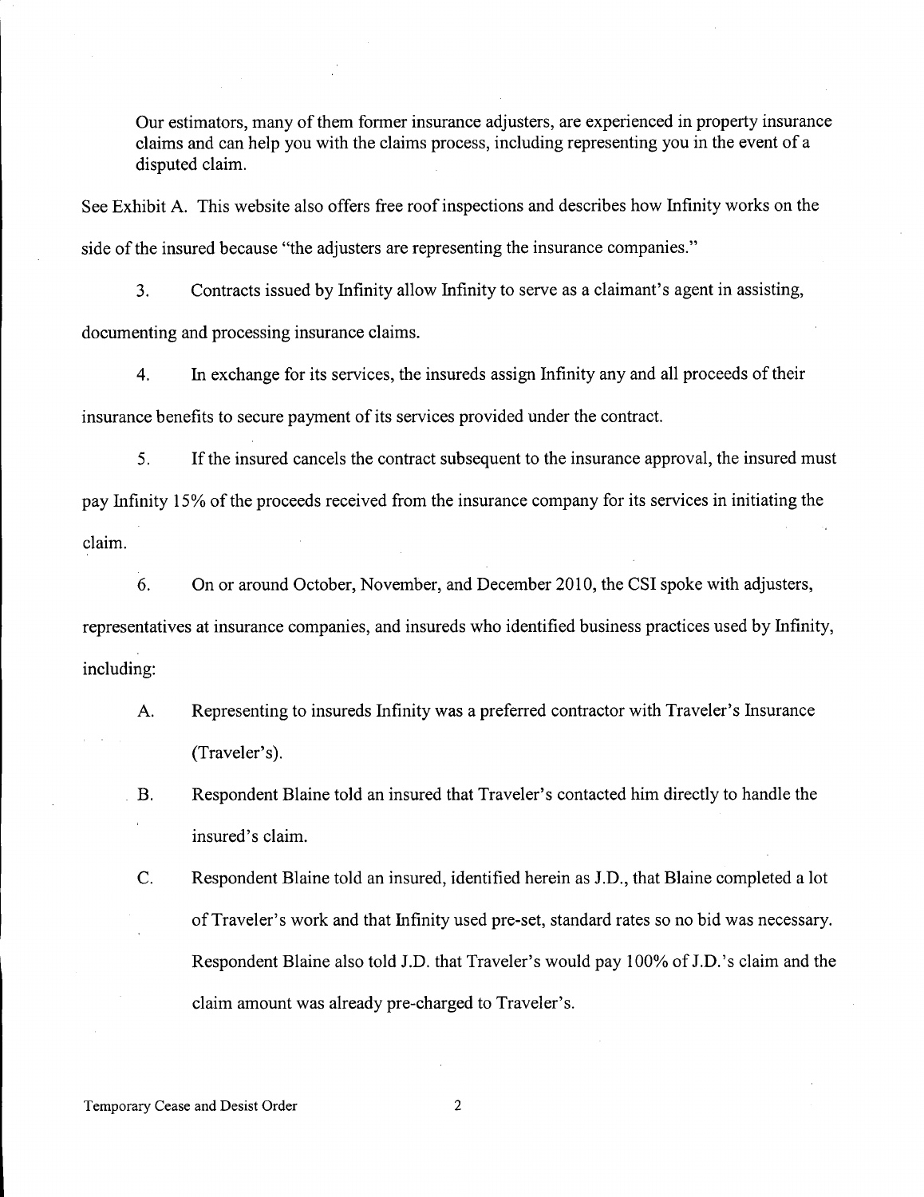> Our estimators, many of them former insurance adjusters, are experienced in property insurance claims and can help you with the claims process, including representing you in the event of a disputed claim.

See Exhibit A. This website also offers free roof inspections and describes how Infinity works on the side of the insured because "the adjusters are representing the insurance companies."

3. Contracts issued by Infinity allow Infinity to serve as a claimant's agent in assisting, documenting and processing insurance claims.

4. In exchange for its services, the insureds assign Infinity any and all proceeds of their insurance benefits to secure payment of its services provided under the contract.

5. If the insured cancels the contract subsequent to the insurance approval, the insured must pay Infinity 15% of the proceeds received from the insurance company for its services in initiating the claim.

6. On or around October, November, and December 2010, the CSI spoke with adjusters, representatives at insurance companies, and insureds who identified business practices used by Infinity, including:

   A. Representing to insureds Infinity was a preferred contractor with Traveler's Insurance (Traveler's).

   B. Respondent Blaine told an insured that Traveler's contacted him directly to handle the insured's claim.

   C. Respondent Blaine told an insured, identified herein as J.D., that Blaine completed a lot of Traveler's work and that Infinity used pre-set, standard rates so no bid was necessary. Respondent Blaine also told J.D. that Traveler's would pay 100% of J.D.'s claim and the claim amount was already pre-charged to Traveler's.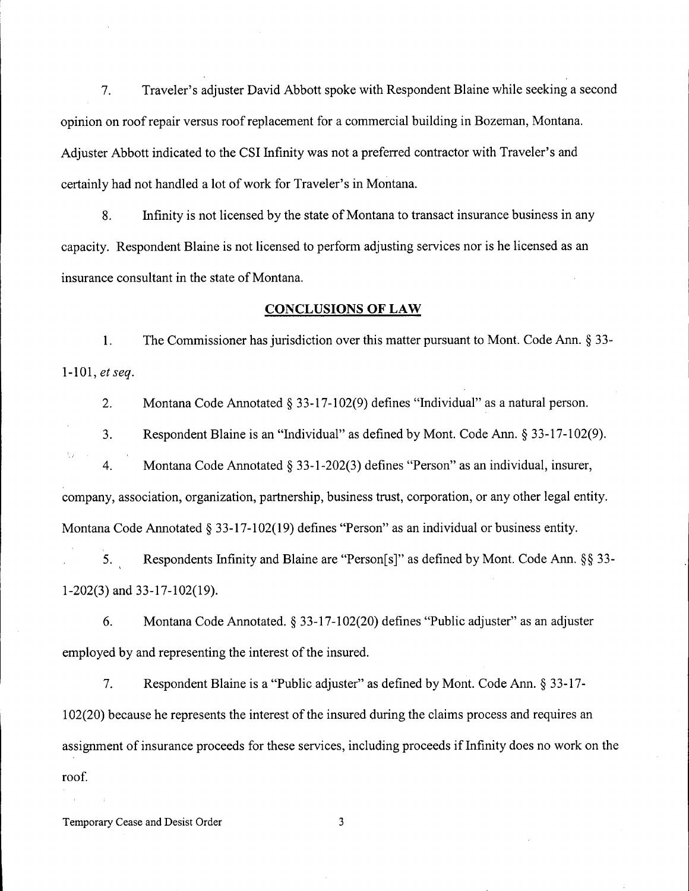7. Traveler's adjuster David Abbott spoke with Respondent Blaine while seeking a second opinion on roof repair versus roof replacement for a commercial building in Bozeman, Montana. Adjuster Abbott indicated to the CSI Infinity was not a preferred contractor with Traveler's and certainly had not handled a lot of work for Traveler's in Montana.

8. Infinity is not licensed by the state of Montana to transact insurance business in any capacity. Respondent Blaine is not licensed to perform adjusting services nor is he licensed as an insurance consultant in the state of Montana.

## CONCLUSIONS OF LAW

1. The Commissioner has jurisdiction over this matter pursuant to Mont. Code Ann. § 33-1-101, *et seq*.

2. Montana Code Annotated § 33-17-102(9) defines "Individual" as a natural person.

3. Respondent Blaine is an "Individual" as defined by Mont. Code Ann. § 33-17-102(9).

4. Montana Code Annotated § 33-1-202(3) defines "Person" as an individual, insurer, company, association, organization, partnership, business trust, corporation, or any other legal entity. Montana Code Annotated § 33-17-102(19) defines "Person" as an individual or business entity.

5. Respondents Infinity and Blaine are "Person[s]" as defined by Mont. Code Ann. §§ 33-1-202(3) and 33-17-102(19).

6. Montana Code Annotated. § 33-17-102(20) defines "Public adjuster" as an adjuster employed by and representing the interest of the insured.

7. Respondent Blaine is a "Public adjuster" as defined by Mont. Code Ann. § 33-17-102(20) because he represents the interest of the insured during the claims process and requires an assignment of insurance proceeds for these services, including proceeds if Infinity does no work on the roof.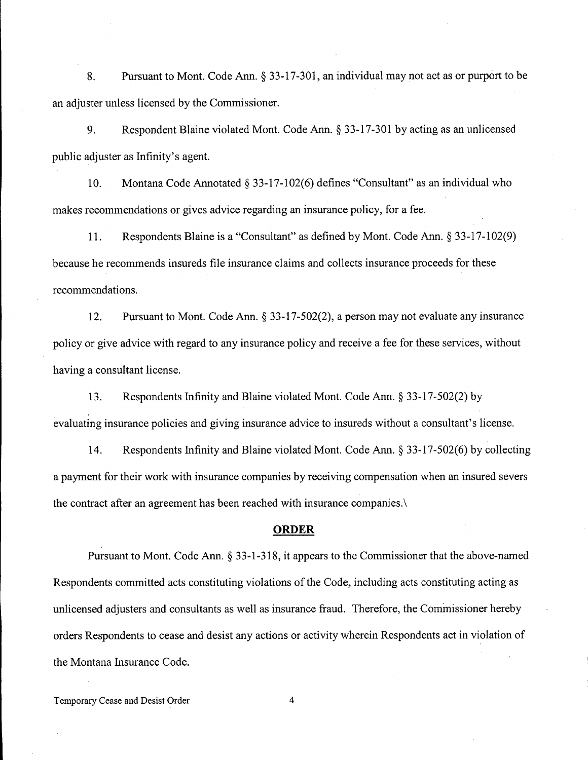8. Pursuant to Mont. Code Ann. § 33-17-301, an individual may not act as or purport to be an adjuster unless licensed by the Commissioner.

9. Respondent Blaine violated Mont. Code Ann. § 33-17-301 by acting as an unlicensed public adjuster as Infinity's agent.

10. Montana Code Annotated § 33-17-102(6) defines "Consultant" as an individual who makes recommendations or gives advice regarding an insurance policy, for a fee.

11. Respondents Blaine is a "Consultant" as defined by Mont. Code Ann. § 33-17-102(9) because he recommends insureds file insurance claims and collects insurance proceeds for these recommendations.

12. Pursuant to Mont. Code Ann. § 33-17-502(2), a person may not evaluate any insurance policy or give advice with regard to any insurance policy and receive a fee for these services, without having a consultant license.

13. Respondents Infinity and Blaine violated Mont. Code Ann. § 33-17-502(2) by evaluating insurance policies and giving insurance advice to insureds without a consultant's license.

14. Respondents Infinity and Blaine violated Mont. Code Ann. § 33-17-502(6) by collecting a payment for their work with insurance companies by receiving compensation when an insured severs the contract after an agreement has been reached with insurance companies.\

## ORDER

Pursuant to Mont. Code Ann. § 33-1-318, it appears to the Commissioner that the above-named Respondents committed acts constituting violations of the Code, including acts constituting acting as unlicensed adjusters and consultants as well as insurance fraud. Therefore, the Commissioner hereby orders Respondents to cease and desist any actions or activity wherein Respondents act in violation of the Montana Insurance Code.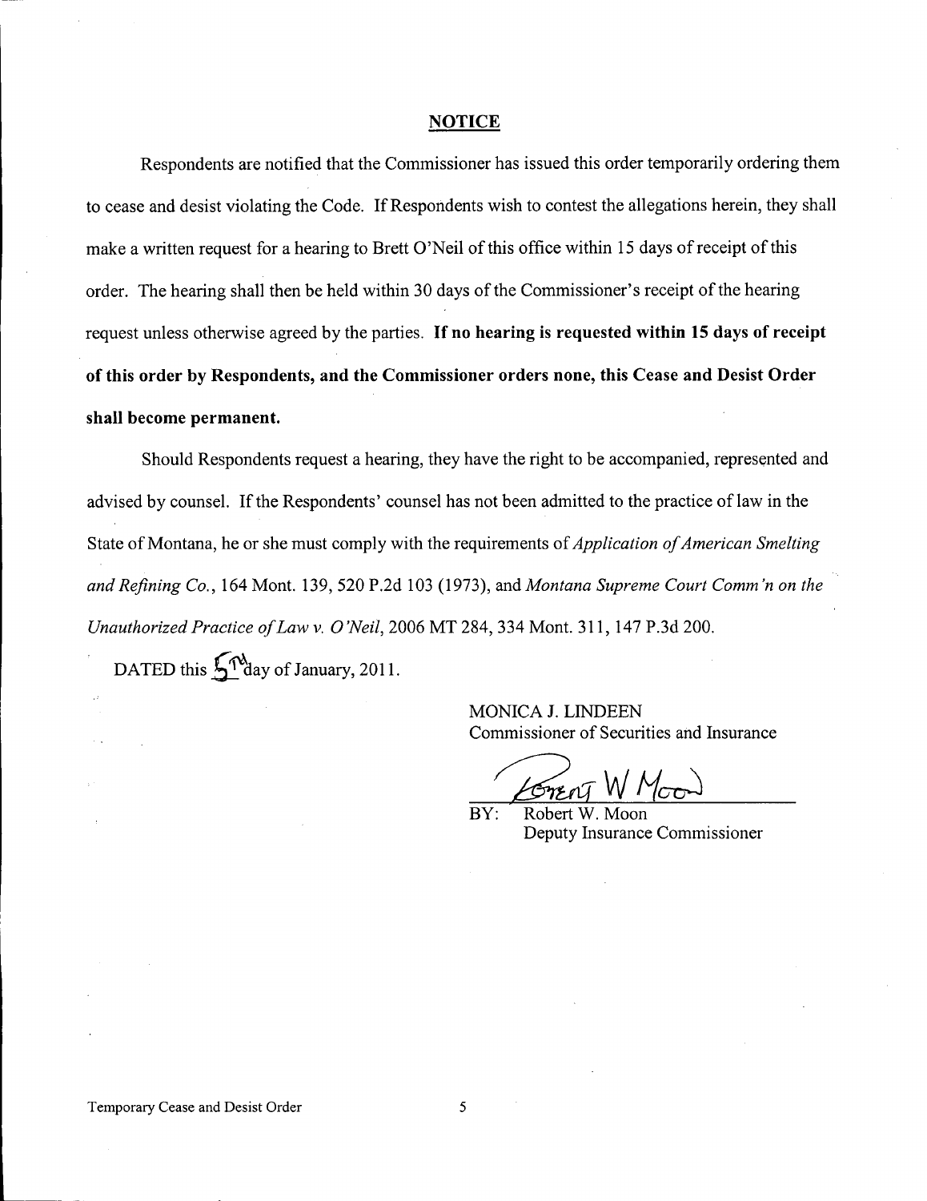## NOTICE

Respondents are notified that the Commissioner has issued this order temporarily ordering them to cease and desist violating the Code. If Respondents wish to contest the allegations herein, they shall make a written request for a hearing to Brett O'Neil of this office within 15 days of receipt of this order. The hearing shall then be held within 30 days of the Commissioner's receipt of the hearing request unless otherwise agreed by the parties. **If no hearing is requested within 15 days of receipt of this order by Respondents, and the Commissioner orders none, this Cease and Desist Order shall become permanent.**

Should Respondents request a hearing, they have the right to be accompanied, represented and advised by counsel. If the Respondents' counsel has not been admitted to the practice of law in the State of Montana, he or she must comply with the requirements of *Application of American Smelting and Refining Co.*, 164 Mont. 139, 520 P.2d 103 (1973), and *Montana Supreme Court Comm'n on the Unauthorized Practice of Law v. O'Neil*, 2006 MT 284, 334 Mont. 311, 147 P.3d 200.

DATED this 5th day of January, 2011.

MONICA J. LINDEEN
Commissioner of Securities and Insurance

BY: Robert W. Moon
Deputy Insurance Commissioner

Temporary Cease and Desist Order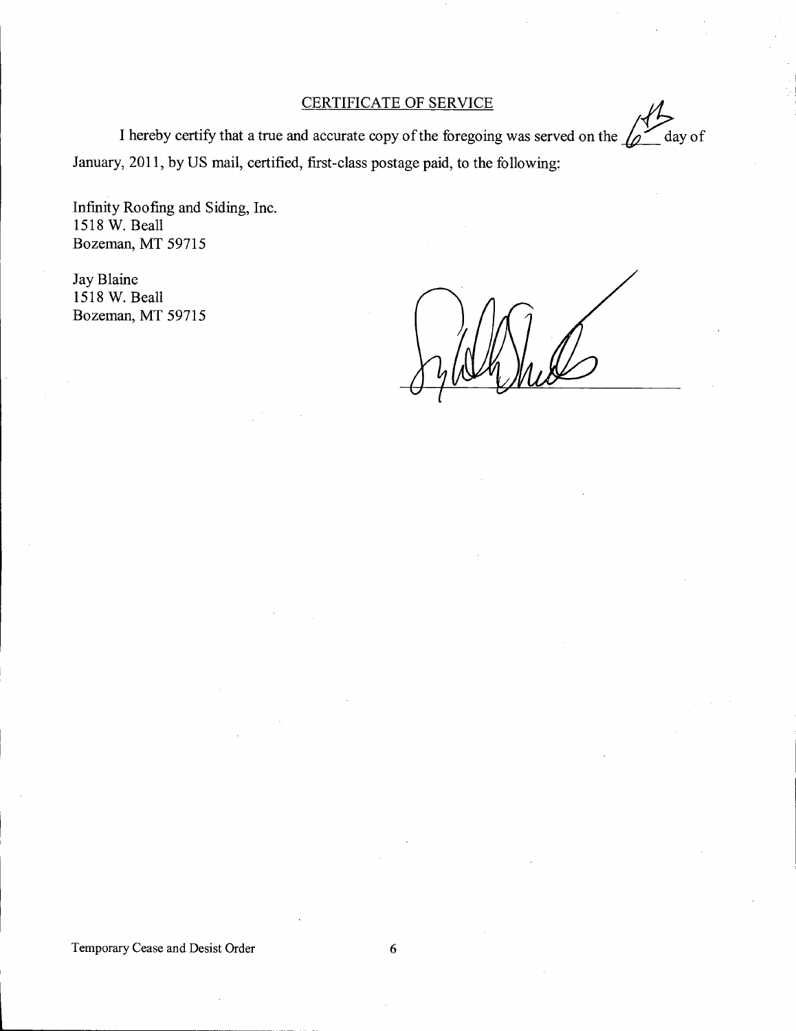## CERTIFICATE OF SERVICE

I hereby certify that a true and accurate copy of the foregoing was served on the 6th day of January, 2011, by US mail, certified, first-class postage paid, to the following:

Infinity Roofing and Siding, Inc.
1518 W. Beall
Bozeman, MT 59715

Jay Blaine
1518 W. Beall
Bozeman, MT 59715

Temporary Cease and Desist Order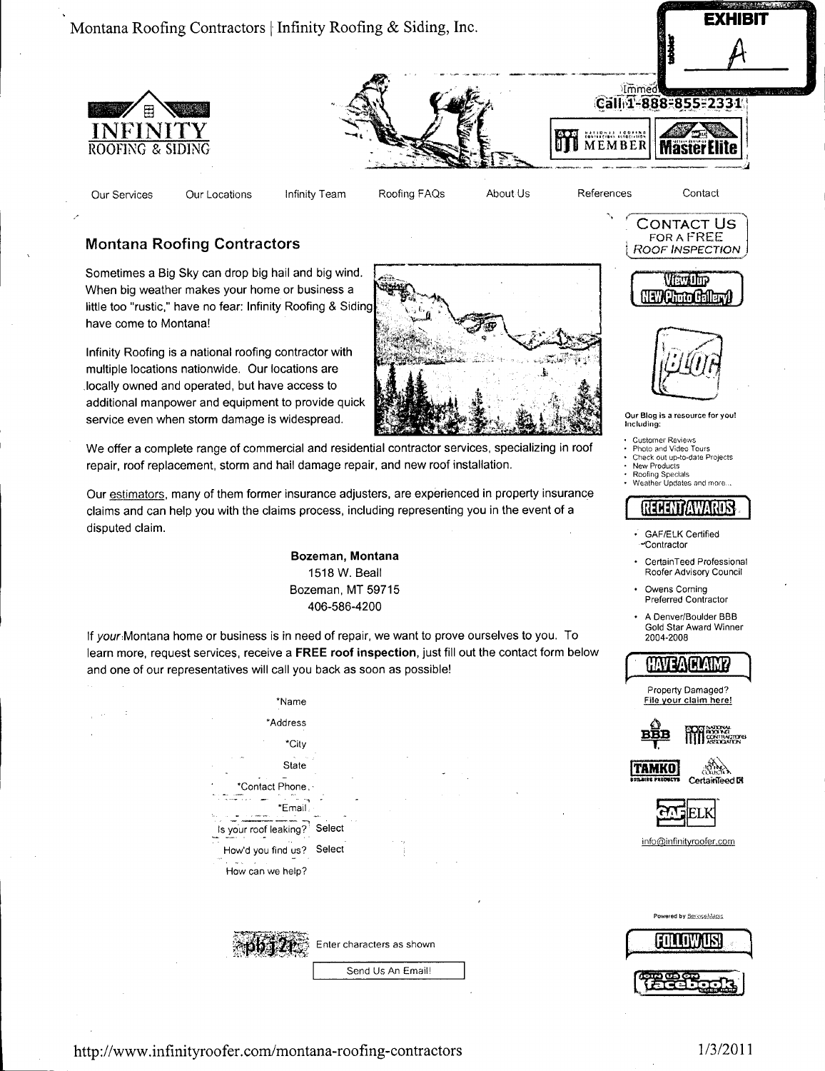Montana Roofing Contractors | Infinity Roofing & Siding, Inc.

EXHIBIT A

INFINITY ROOFING & SIDING

Immed... Call 1-888-855-2331

NATIONAL ROOFING CONTRACTORS ASSOCIATION MEMBER | Master Elite

Our Services | Our Locations | Infinity Team | Roofing FAQs | About Us | References | Contact

## Montana Roofing Contractors

Sometimes a Big Sky can drop big hail and big wind. When big weather makes your home or business a little too "rustic," have no fear: Infinity Roofing & Siding have come to Montana!

Infinity Roofing is a national roofing contractor with multiple locations nationwide. Our locations are locally owned and operated, but have access to additional manpower and equipment to provide quick service even when storm damage is widespread.

We offer a complete range of commercial and residential contractor services, specializing in roof repair, roof replacement, storm and hail damage repair, and new roof installation.

Our estimators, many of them former insurance adjusters, are experienced in property insurance claims and can help you with the claims process, including representing you in the event of a disputed claim.

**Bozeman, Montana**
1518 W. Beall
Bozeman, MT 59715
406-586-4200

If *your* Montana home or business is in need of repair, we want to prove ourselves to you. To learn more, request services, receive a **FREE roof inspection**, just fill out the contact form below and one of our representatives will call you back as soon as possible!

*Name

*Address

*City

State

*Contact Phone

*Email

Is your roof leaking? Select

How'd you find us? Select

How can we help?

pbj2r Enter characters as shown

Send Us An Email!

CONTACT US FOR A FREE ROOF INSPECTION

View Our NEW Photo Gallery!

BLOG

Our Blog is a resource for you! Including:

- Customer Reviews
- Photo and Video Tours
- Check out up-to-date Projects
- New Products
- Roofing Specials
- Weather Updates and more...

RECENT AWARDS

- GAF/ELK Certified Contractor
- CertainTeed Professional Roofer Advisory Council
- Owens Corning Preferred Contractor
- A Denver/Boulder BBB Gold Star Award Winner 2004-2008

HAVE A CLAIM?

Property Damaged?
File your claim here!

BBB | NRCA National Roofing Contractors Association | TAMKO | CertainTeed | GAF ELK

info@infinityroofer.com

Powered by ServiceMagic

FOLLOW US!

facebook

http://www.infinityroofer.com/montana-roofing-contractors

1/3/2011